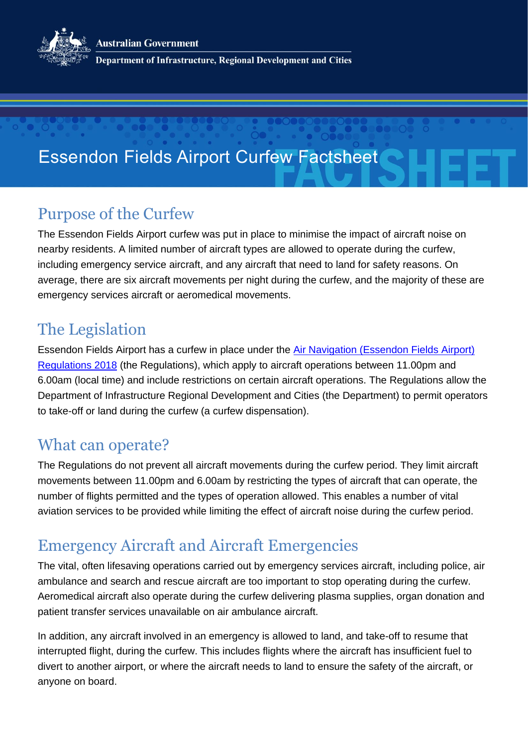Australian Government

Department of Infrastructure, Regional Development and Cities

# Essendon Fields Airport Curfew Factsheet

## Purpose of the Curfew

The Essendon Fields Airport curfew was put in place to minimise the impact of aircraft noise on nearby residents. A limited number of aircraft types are allowed to operate during the curfew, including emergency service aircraft, and any aircraft that need to land for safety reasons. On average, there are six aircraft movements per night during the curfew, and the majority of these are emergency services aircraft or aeromedical movements.

## The Legislation

Essendon Fields Airport has a curfew in place under the [Air Navigation (Essendon Fields Airport) Regulations 2018] (the Regulations), which apply to aircraft operations between 11.00pm and 6.00am (local time) and include restrictions on certain aircraft operations. The Regulations allow the Department of Infrastructure Regional Development and Cities (the Department) to permit operators to take-off or land during the curfew (a curfew dispensation).

## What can operate?

The Regulations do not prevent all aircraft movements during the curfew period. They limit aircraft movements between 11.00pm and 6.00am by restricting the types of aircraft that can operate, the number of flights permitted and the types of operation allowed. This enables a number of vital aviation services to be provided while limiting the effect of aircraft noise during the curfew period.

## Emergency Aircraft and Aircraft Emergencies

The vital, often lifesaving operations carried out by emergency services aircraft, including police, air ambulance and search and rescue aircraft are too important to stop operating during the curfew. Aeromedical aircraft also operate during the curfew delivering plasma supplies, organ donation and patient transfer services unavailable on air ambulance aircraft.

In addition, any aircraft involved in an emergency is allowed to land, and take-off to resume that interrupted flight, during the curfew. This includes flights where the aircraft has insufficient fuel to divert to another airport, or where the aircraft needs to land to ensure the safety of the aircraft, or anyone on board.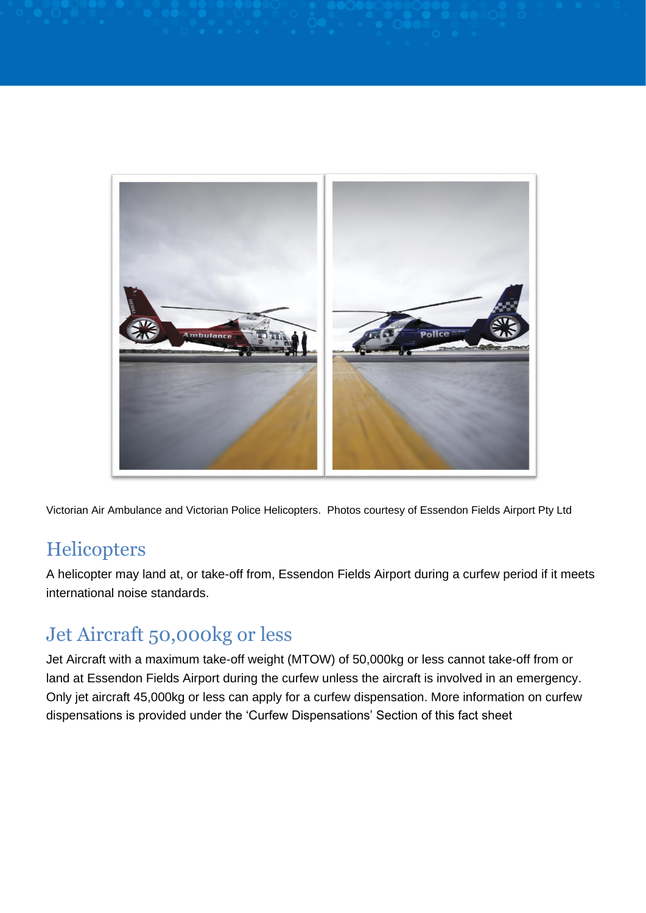Victorian Air Ambulance and Victorian Police Helicopters. Photos courtesy of Essendon Fields Airport Pty Ltd

## Helicopters

A helicopter may land at, or take-off from, Essendon Fields Airport during a curfew period if it meets international noise standards.

## Jet Aircraft 50,000kg or less

Jet Aircraft with a maximum take-off weight (MTOW) of 50,000kg or less cannot take-off from or land at Essendon Fields Airport during the curfew unless the aircraft is involved in an emergency. Only jet aircraft 45,000kg or less can apply for a curfew dispensation. More information on curfew dispensations is provided under the 'Curfew Dispensations' Section of this fact sheet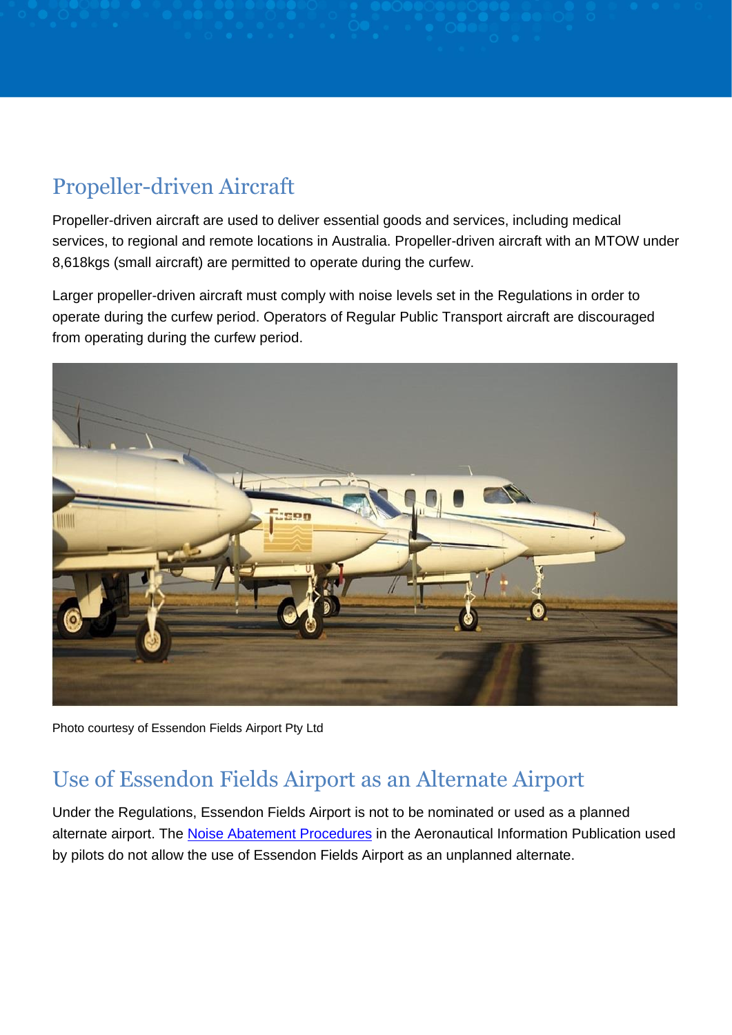## Propeller-driven Aircraft

Propeller-driven aircraft are used to deliver essential goods and services, including medical services, to regional and remote locations in Australia. Propeller-driven aircraft with an MTOW under 8,618kgs (small aircraft) are permitted to operate during the curfew.

Larger propeller-driven aircraft must comply with noise levels set in the Regulations in order to operate during the curfew period. Operators of Regular Public Transport aircraft are discouraged from operating during the curfew period.

Photo courtesy of Essendon Fields Airport Pty Ltd

## Use of Essendon Fields Airport as an Alternate Airport

Under the Regulations, Essendon Fields Airport is not to be nominated or used as a planned alternate airport. The [Noise Abatement Procedures] in the Aeronautical Information Publication used by pilots do not allow the use of Essendon Fields Airport as an unplanned alternate.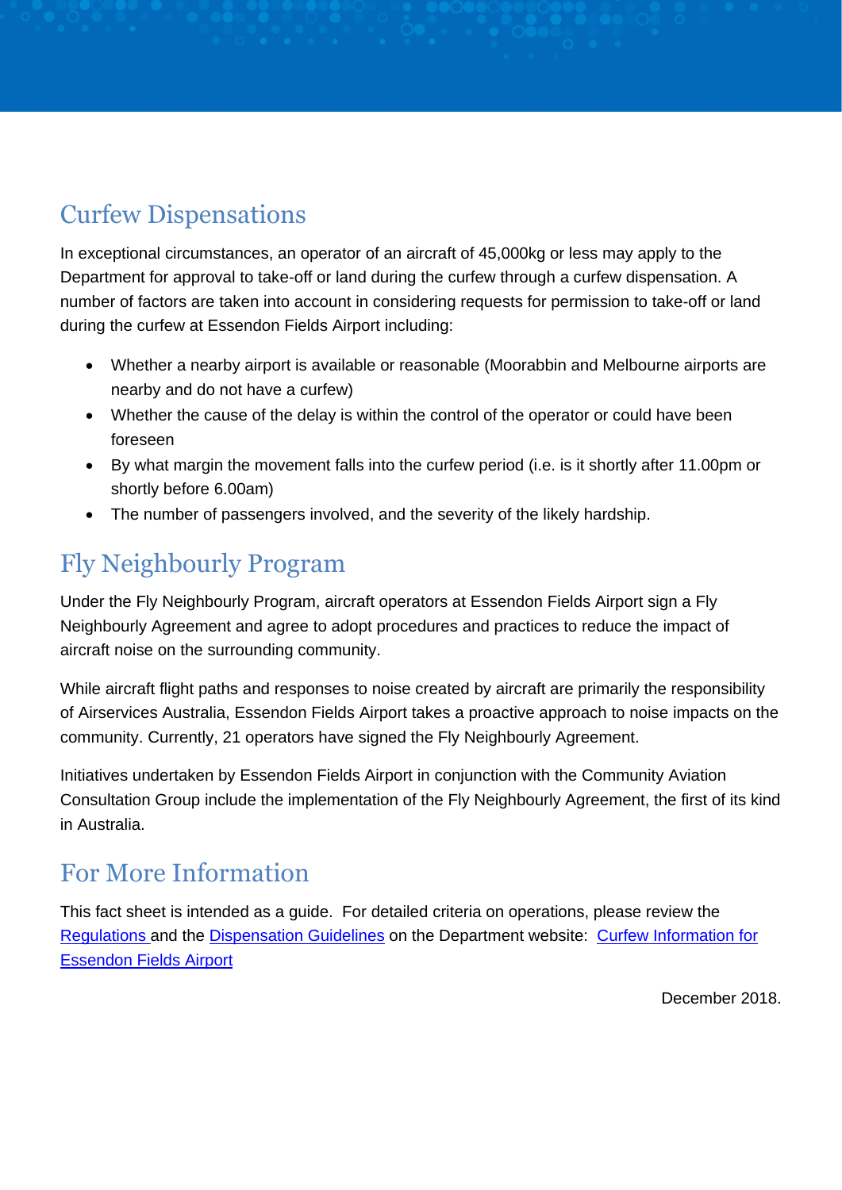## Curfew Dispensations

In exceptional circumstances, an operator of an aircraft of 45,000kg or less may apply to the Department for approval to take-off or land during the curfew through a curfew dispensation. A number of factors are taken into account in considering requests for permission to take-off or land during the curfew at Essendon Fields Airport including:

- Whether a nearby airport is available or reasonable (Moorabbin and Melbourne airports are nearby and do not have a curfew)
- Whether the cause of the delay is within the control of the operator or could have been foreseen
- By what margin the movement falls into the curfew period (i.e. is it shortly after 11.00pm or shortly before 6.00am)
- The number of passengers involved, and the severity of the likely hardship.

## Fly Neighbourly Program

Under the Fly Neighbourly Program, aircraft operators at Essendon Fields Airport sign a Fly Neighbourly Agreement and agree to adopt procedures and practices to reduce the impact of aircraft noise on the surrounding community.

While aircraft flight paths and responses to noise created by aircraft are primarily the responsibility of Airservices Australia, Essendon Fields Airport takes a proactive approach to noise impacts on the community. Currently, 21 operators have signed the Fly Neighbourly Agreement.

Initiatives undertaken by Essendon Fields Airport in conjunction with the Community Aviation Consultation Group include the implementation of the Fly Neighbourly Agreement, the first of its kind in Australia.

## For More Information

This fact sheet is intended as a guide. For detailed criteria on operations, please review the Regulations and the Dispensation Guidelines on the Department website: Curfew Information for Essendon Fields Airport

December 2018.